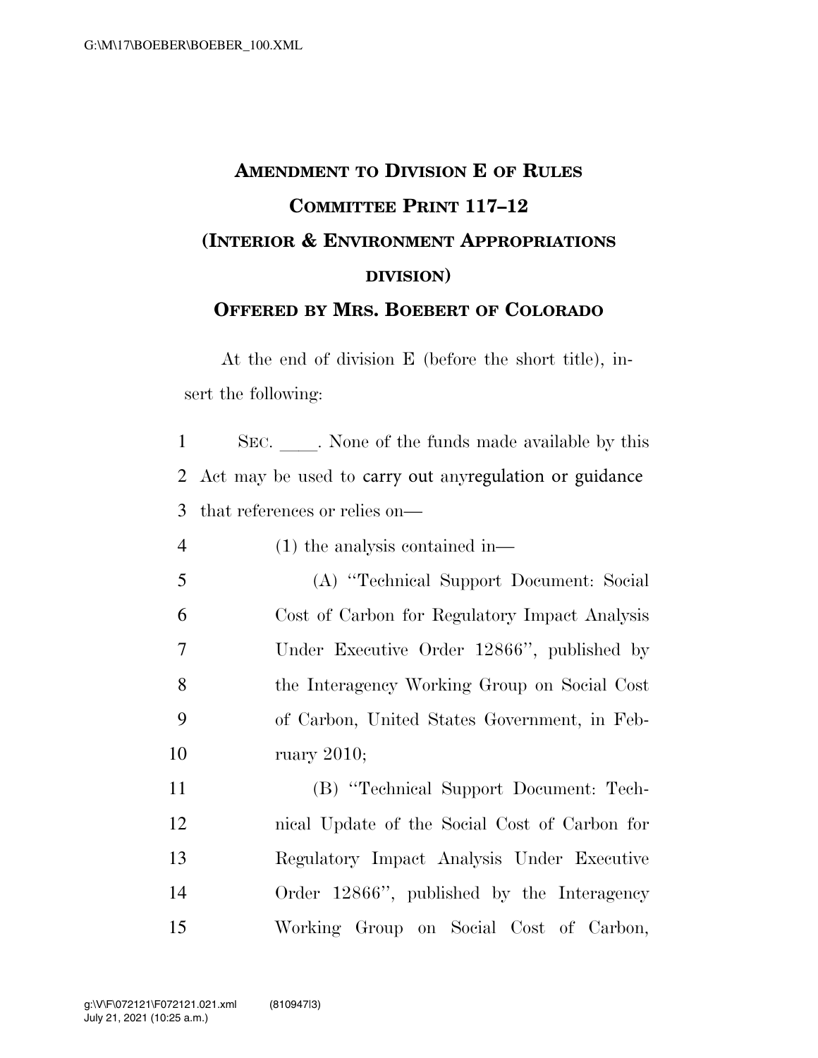# AMENDMENT TO DIVISION E OF RULES COMMITTEE PRINT 117–12 (INTERIOR & ENVIRONMENT APPROPRIATIONS DIVISION)

## OFFERED BY MRS. BOEBERT OF COLORADO

At the end of division E (before the short title), insert the following:

SEC. \_\_\_\_. None of the funds made available by this Act may be used to carry out anyregulation or guidance that references or relies on—

(1) the analysis contained in—

(A) "Technical Support Document: Social Cost of Carbon for Regulatory Impact Analysis Under Executive Order 12866", published by the Interagency Working Group on Social Cost of Carbon, United States Government, in February 2010;

(B) "Technical Support Document: Technical Update of the Social Cost of Carbon for Regulatory Impact Analysis Under Executive Order 12866", published by the Interagency Working Group on Social Cost of Carbon,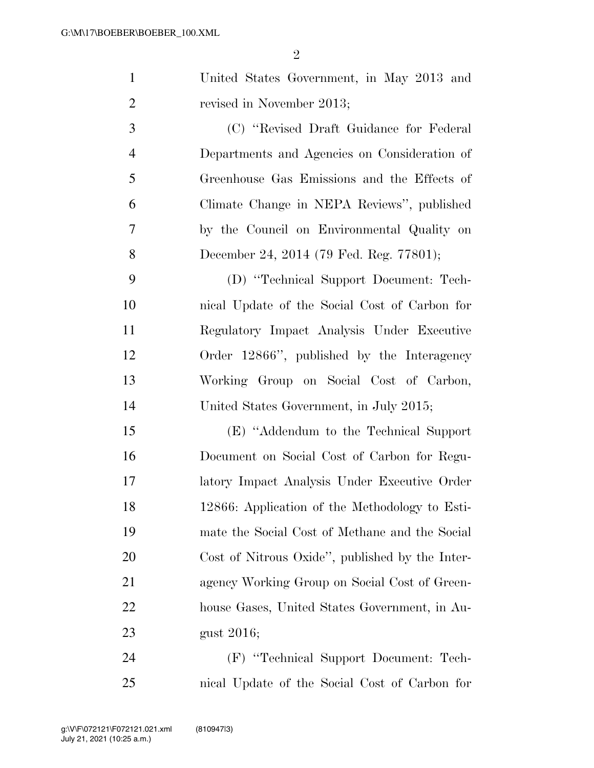United States Government, in May 2013 and revised in November 2013;

(C) "Revised Draft Guidance for Federal Departments and Agencies on Consideration of Greenhouse Gas Emissions and the Effects of Climate Change in NEPA Reviews", published by the Council on Environmental Quality on December 24, 2014 (79 Fed. Reg. 77801);

(D) "Technical Support Document: Technical Update of the Social Cost of Carbon for Regulatory Impact Analysis Under Executive Order 12866", published by the Interagency Working Group on Social Cost of Carbon, United States Government, in July 2015;

(E) "Addendum to the Technical Support Document on Social Cost of Carbon for Regulatory Impact Analysis Under Executive Order 12866: Application of the Methodology to Estimate the Social Cost of Methane and the Social Cost of Nitrous Oxide", published by the Interagency Working Group on Social Cost of Greenhouse Gases, United States Government, in August 2016;

(F) "Technical Support Document: Technical Update of the Social Cost of Carbon for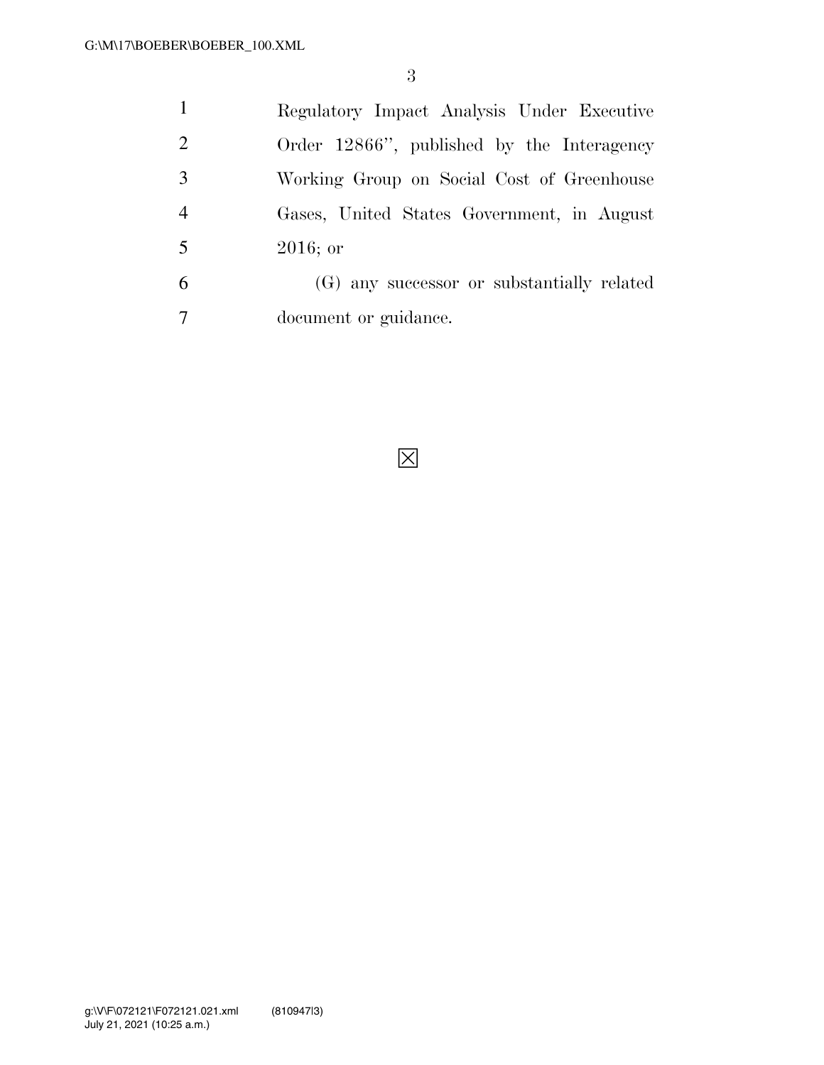Regulatory Impact Analysis Under Executive Order 12866'', published by the Interagency Working Group on Social Cost of Greenhouse Gases, United States Government, in August 2016; or

(G) any successor or substantially related document or guidance.